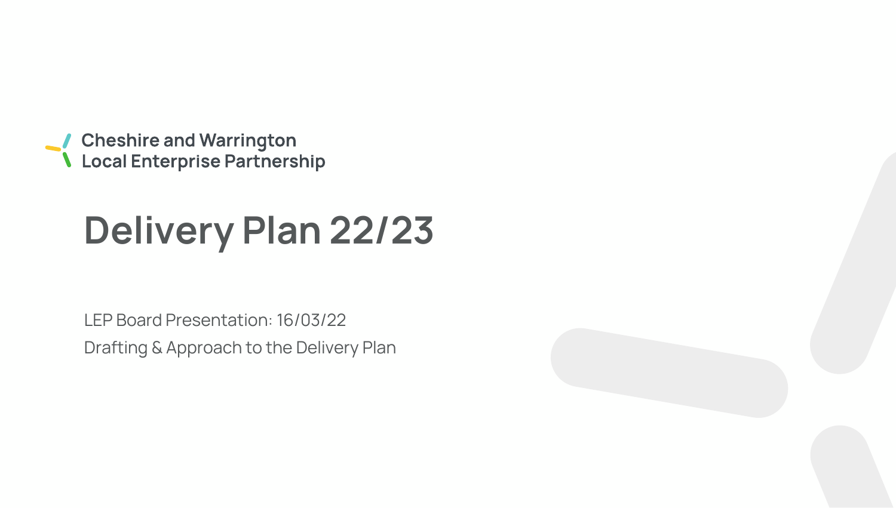Cheshire and Warrington
Local Enterprise Partnership

# Delivery Plan 22/23

LEP Board Presentation: 16/03/22

Drafting & Approach to the Delivery Plan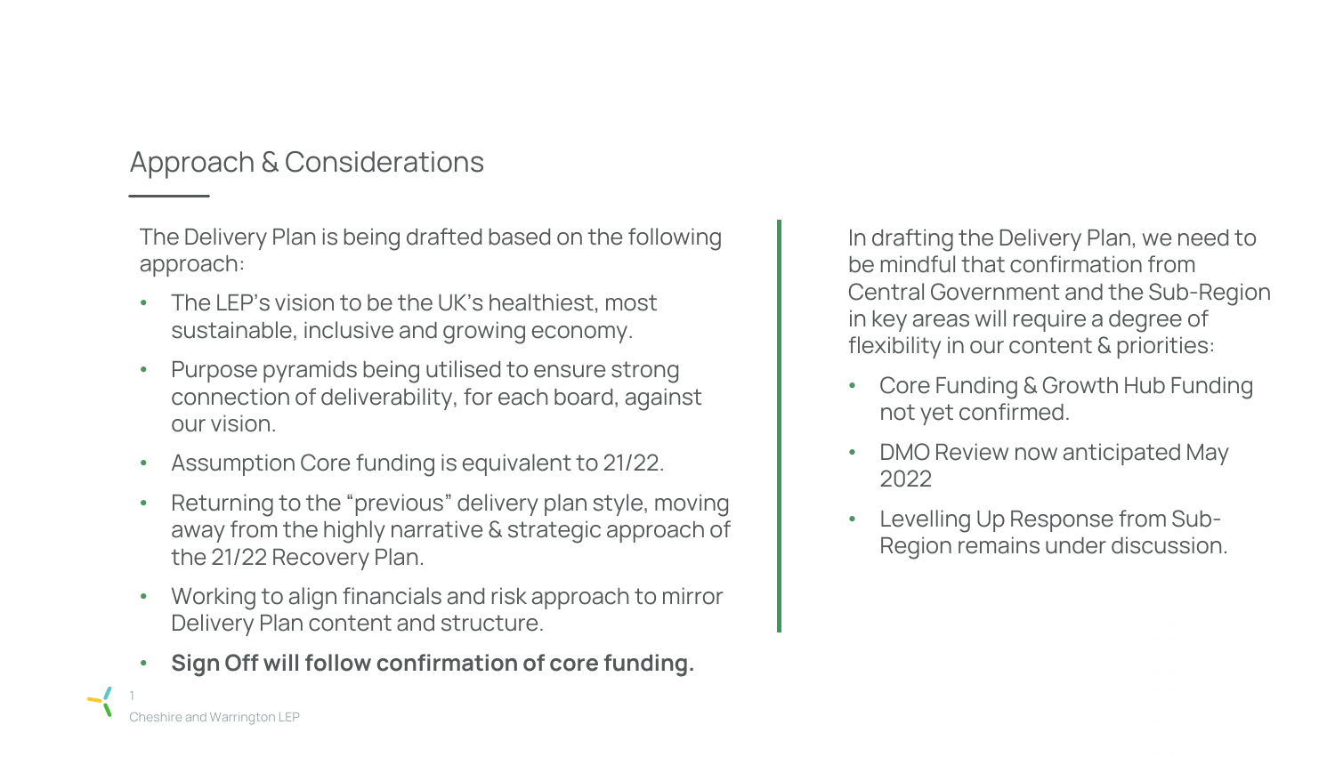# Approach & Considerations

The Delivery Plan is being drafted based on the following approach:

- The LEP's vision to be the UK's healthiest, most sustainable, inclusive and growing economy.
- Purpose pyramids being utilised to ensure strong connection of deliverability, for each board, against our vision.
- Assumption Core funding is equivalent to 21/22.
- Returning to the "previous" delivery plan style, moving away from the highly narrative & strategic approach of the 21/22 Recovery Plan.
- Working to align financials and risk approach to mirror Delivery Plan content and structure.
- **Sign Off will follow confirmation of core funding.**

In drafting the Delivery Plan, we need to be mindful that confirmation from Central Government and the Sub-Region in key areas will require a degree of flexibility in our content & priorities:

- Core Funding & Growth Hub Funding not yet confirmed.
- DMO Review now anticipated May 2022
- Levelling Up Response from Sub-Region remains under discussion.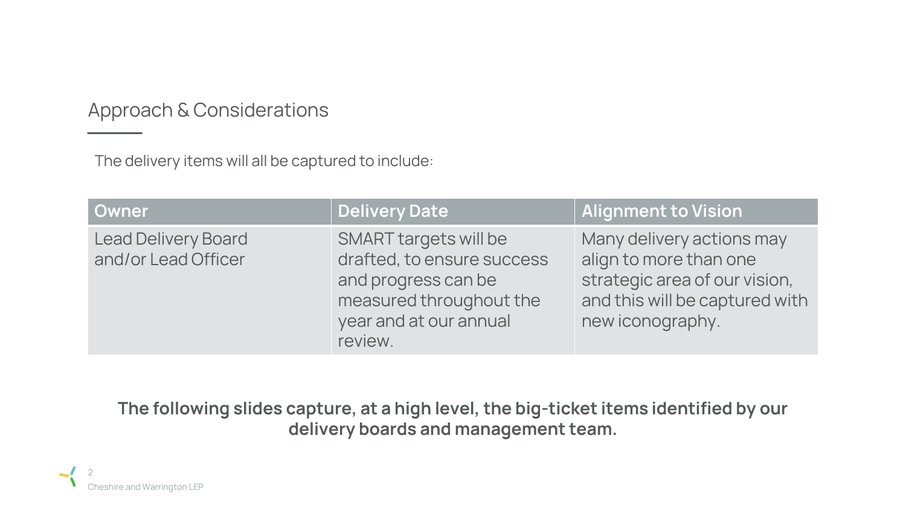## Approach & Considerations

The delivery items will all be captured to include:

| Owner | Delivery Date | Alignment to Vision |
| --- | --- | --- |
| Lead Delivery Board and/or Lead Officer | SMART targets will be drafted, to ensure success and progress can be measured throughout the year and at our annual review. | Many delivery actions may align to more than one strategic area of our vision, and this will be captured with new iconography. |

**The following slides capture, at a high level, the big-ticket items identified by our delivery boards and management team.**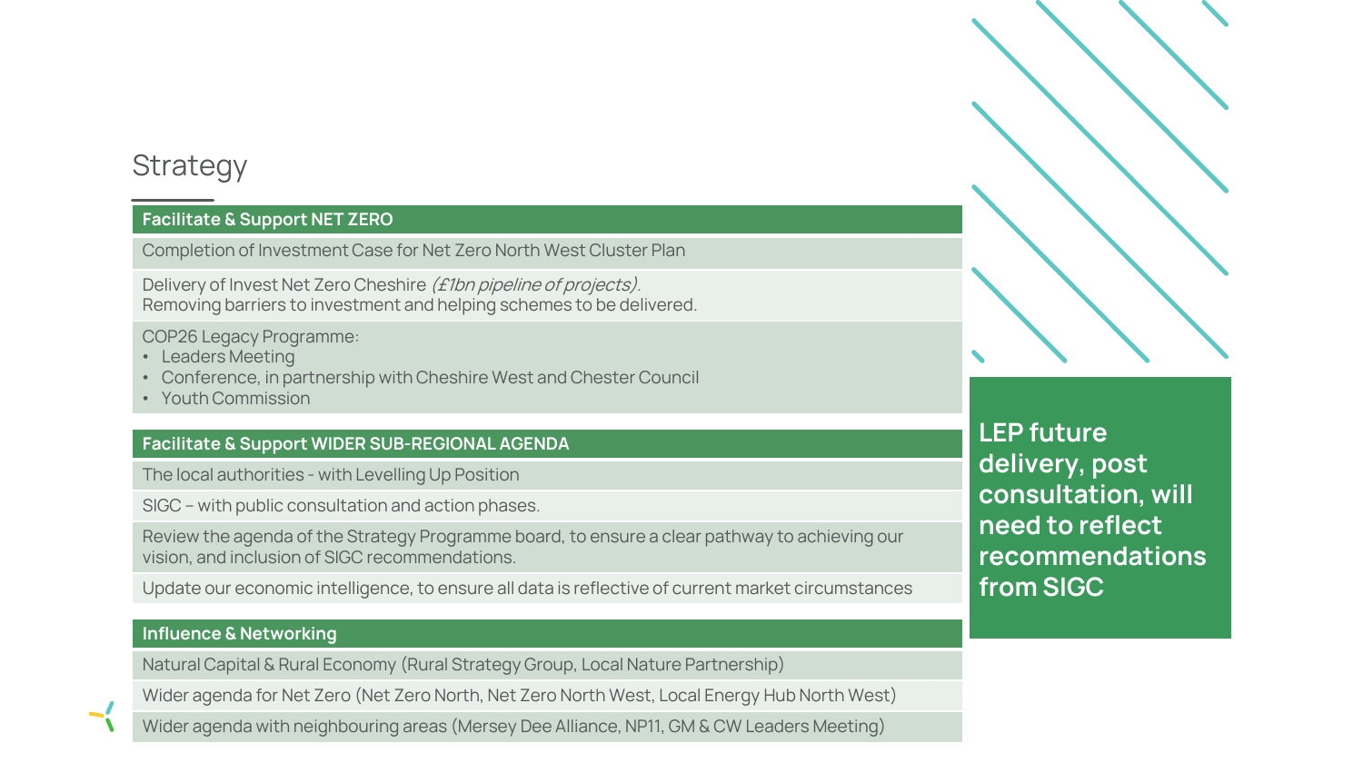# Strategy

### Facilitate & Support NET ZERO

Completion of Investment Case for Net Zero North West Cluster Plan

Delivery of Invest Net Zero Cheshire *(£1bn pipeline of projects).*
Removing barriers to investment and helping schemes to be delivered.

COP26 Legacy Programme:

- Leaders Meeting
- Conference, in partnership with Cheshire West and Chester Council
- Youth Commission

### Facilitate & Support WIDER SUB-REGIONAL AGENDA

The local authorities - with Levelling Up Position

SIGC – with public consultation and action phases.

Review the agenda of the Strategy Programme board, to ensure a clear pathway to achieving our vision, and inclusion of SIGC recommendations.

Update our economic intelligence, to ensure all data is reflective of current market circumstances

### Influence & Networking

Natural Capital & Rural Economy (Rural Strategy Group, Local Nature Partnership)

Wider agenda for Net Zero (Net Zero North, Net Zero North West, Local Energy Hub North West)

Wider agenda with neighbouring areas (Mersey Dee Alliance, NP11, GM & CW Leaders Meeting)

**LEP future delivery, post consultation, will need to reflect recommendations from SIGC**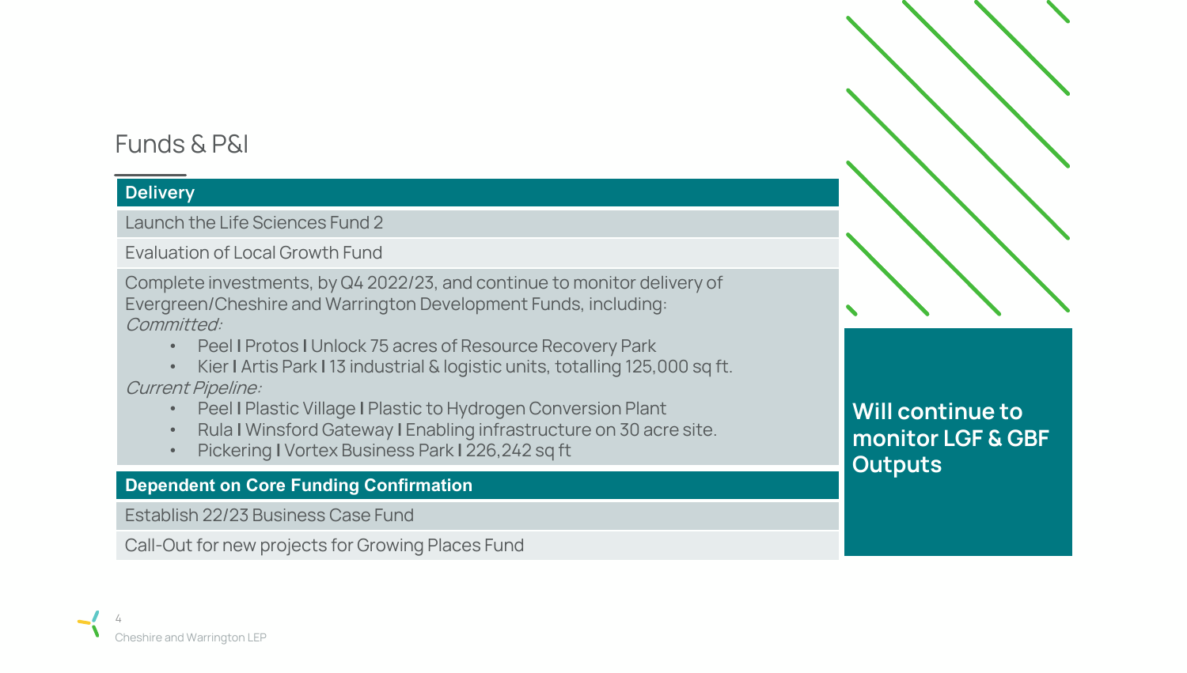## Funds & P&I

### Delivery

- Launch the Life Sciences Fund 2
- Evaluation of Local Growth Fund
- Complete investments, by Q4 2022/23, and continue to monitor delivery of Evergreen/Cheshire and Warrington Development Funds, including:

  *Committed:*
  - Peel I Protos I Unlock 75 acres of Resource Recovery Park
  - Kier I Artis Park I 13 industrial & logistic units, totalling 125,000 sq ft.

  *Current Pipeline:*
  - Peel I Plastic Village I Plastic to Hydrogen Conversion Plant
  - Rula I Winsford Gateway I Enabling infrastructure on 30 acre site.
  - Pickering I Vortex Business Park I 226,242 sq ft

### Dependent on Core Funding Confirmation

- Establish 22/23 Business Case Fund
- Call-Out for new projects for Growing Places Fund

**Will continue to monitor LGF & GBF Outputs**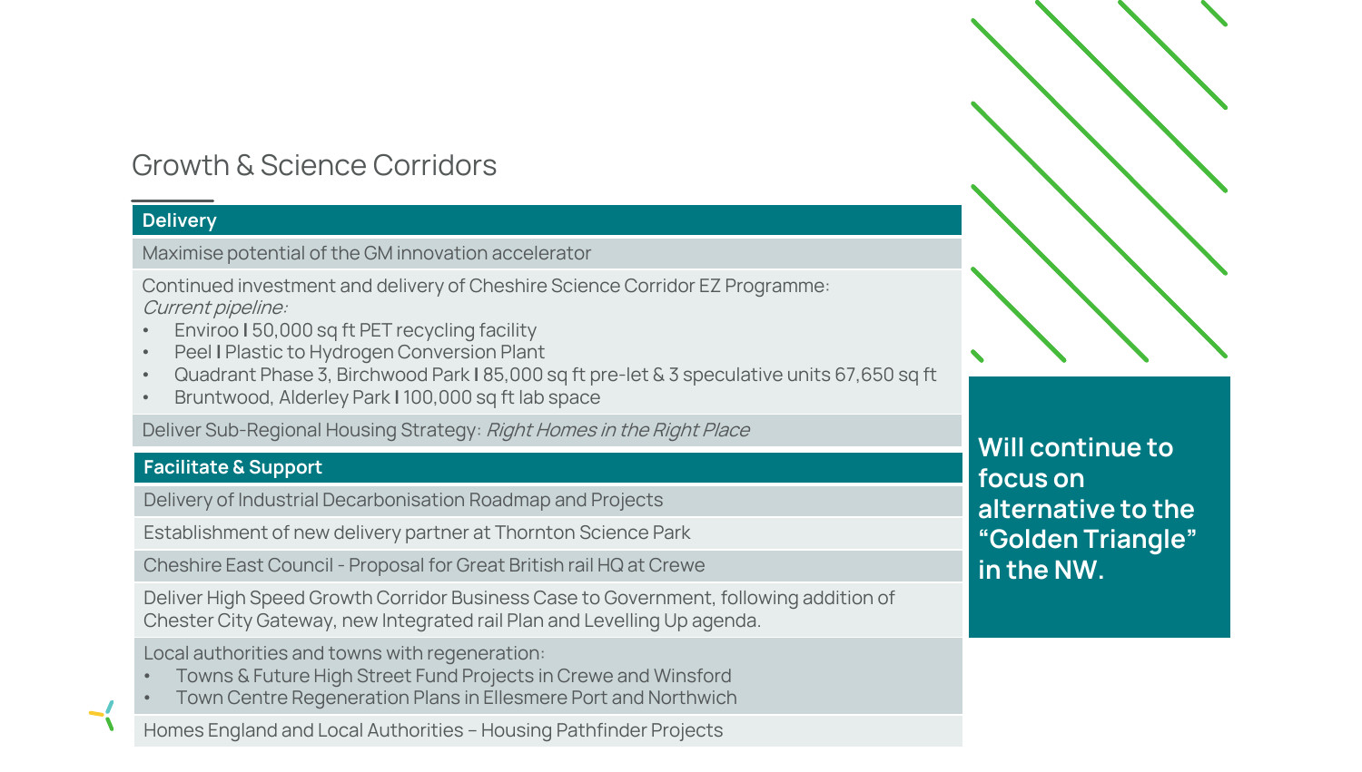## Growth & Science Corridors

### Delivery

- Maximise potential of the GM innovation accelerator
- Continued investment and delivery of Cheshire Science Corridor EZ Programme:
  *Current pipeline:*
  - Enviroo I 50,000 sq ft PET recycling facility
  - Peel I Plastic to Hydrogen Conversion Plant
  - Quadrant Phase 3, Birchwood Park I 85,000 sq ft pre-let & 3 speculative units 67,650 sq ft
  - Bruntwood, Alderley Park I 100,000 sq ft lab space
- Deliver Sub-Regional Housing Strategy: *Right Homes in the Right Place*

### Facilitate & Support

- Delivery of Industrial Decarbonisation Roadmap and Projects
- Establishment of new delivery partner at Thornton Science Park
- Cheshire East Council - Proposal for Great British rail HQ at Crewe
- Deliver High Speed Growth Corridor Business Case to Government, following addition of Chester City Gateway, new Integrated rail Plan and Levelling Up agenda.
- Local authorities and towns with regeneration:
  - Towns & Future High Street Fund Projects in Crewe and Winsford
  - Town Centre Regeneration Plans in Ellesmere Port and Northwich
- Homes England and Local Authorities – Housing Pathfinder Projects

**Will continue to focus on alternative to the "Golden Triangle" in the NW.**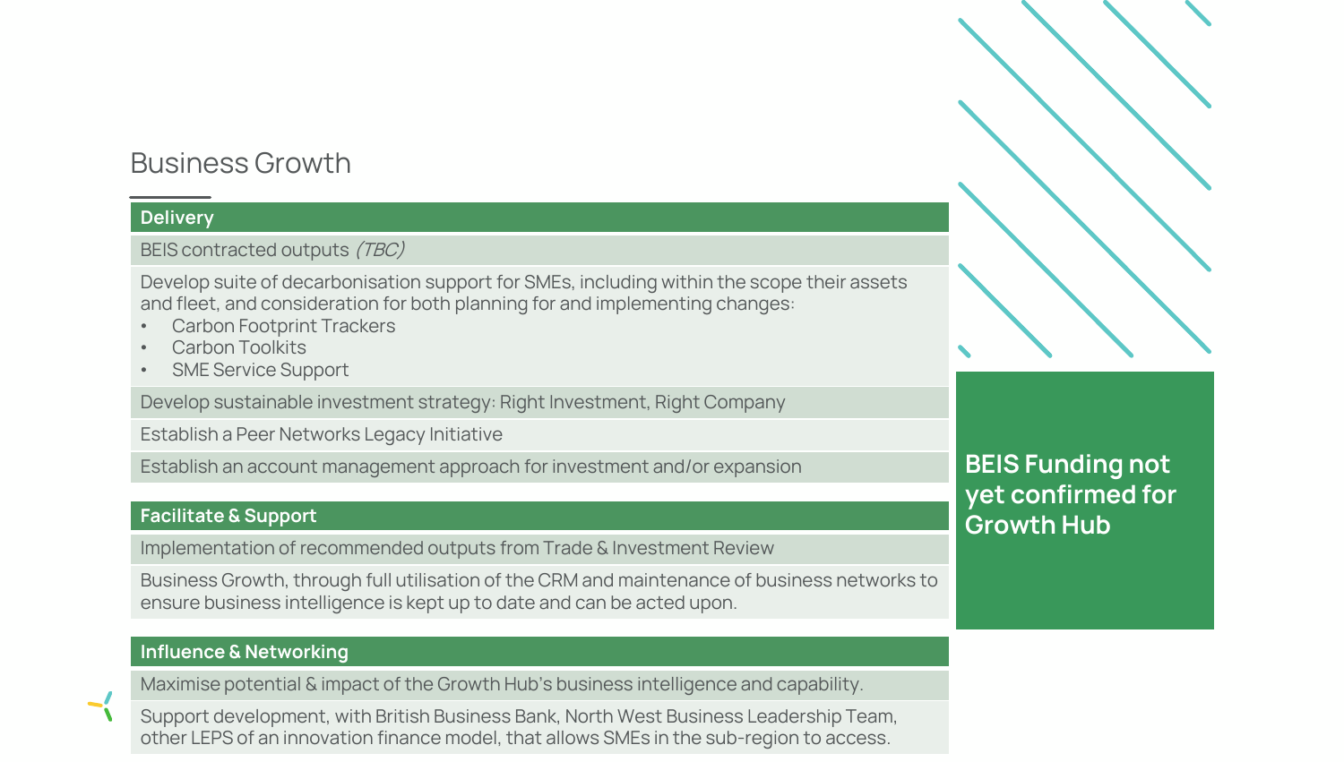# Business Growth

## Delivery

BEIS contracted outputs *(TBC)*

Develop suite of decarbonisation support for SMEs, including within the scope their assets and fleet, and consideration for both planning for and implementing changes:

- Carbon Footprint Trackers
- Carbon Toolkits
- SME Service Support

Develop sustainable investment strategy: Right Investment, Right Company

Establish a Peer Networks Legacy Initiative

Establish an account management approach for investment and/or expansion

## Facilitate & Support

Implementation of recommended outputs from Trade & Investment Review

Business Growth, through full utilisation of the CRM and maintenance of business networks to ensure business intelligence is kept up to date and can be acted upon.

## Influence & Networking

Maximise potential & impact of the Growth Hub's business intelligence and capability.

Support development, with British Business Bank, North West Business Leadership Team, other LEPS of an innovation finance model, that allows SMEs in the sub-region to access.

**BEIS Funding not yet confirmed for Growth Hub**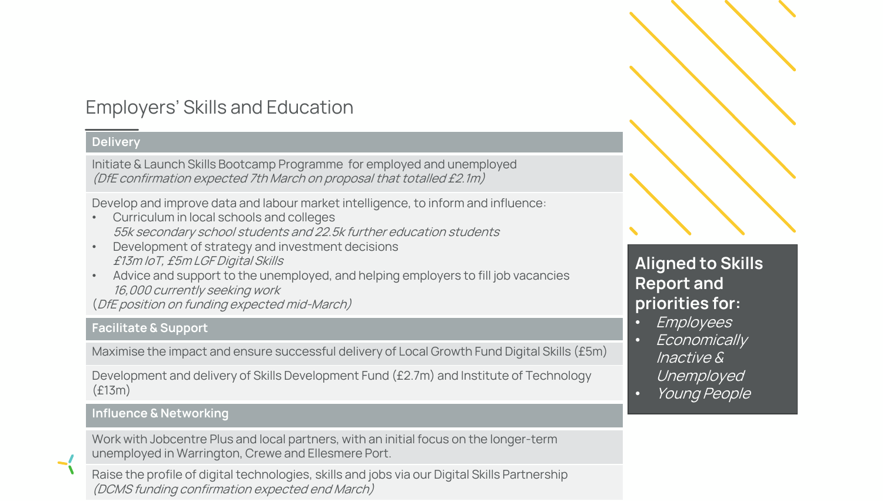## Employers' Skills and Education

### Delivery

Initiate & Launch Skills Bootcamp Programme for employed and unemployed
*(DfE confirmation expected 7th March on proposal that totalled £2.1m)*

Develop and improve data and labour market intelligence, to inform and influence:

- Curriculum in local schools and colleges
  *55k secondary school students and 22.5k further education students*
- Development of strategy and investment decisions
  *£13m IoT, £5m LGF Digital Skills*
- Advice and support to the unemployed, and helping employers to fill job vacancies
  *16,000 currently seeking work*

(*DfE position on funding expected mid-March)*

### Facilitate & Support

Maximise the impact and ensure successful delivery of Local Growth Fund Digital Skills (£5m)

Development and delivery of Skills Development Fund (£2.7m) and Institute of Technology (£13m)

### Influence & Networking

Work with Jobcentre Plus and local partners, with an initial focus on the longer-term unemployed in Warrington, Crewe and Ellesmere Port.

Raise the profile of digital technologies, skills and jobs via our Digital Skills Partnership
*(DCMS funding confirmation expected end March)*

**Aligned to Skills Report and priorities for:**

- *Employees*
- *Economically Inactive & Unemployed*
- *Young People*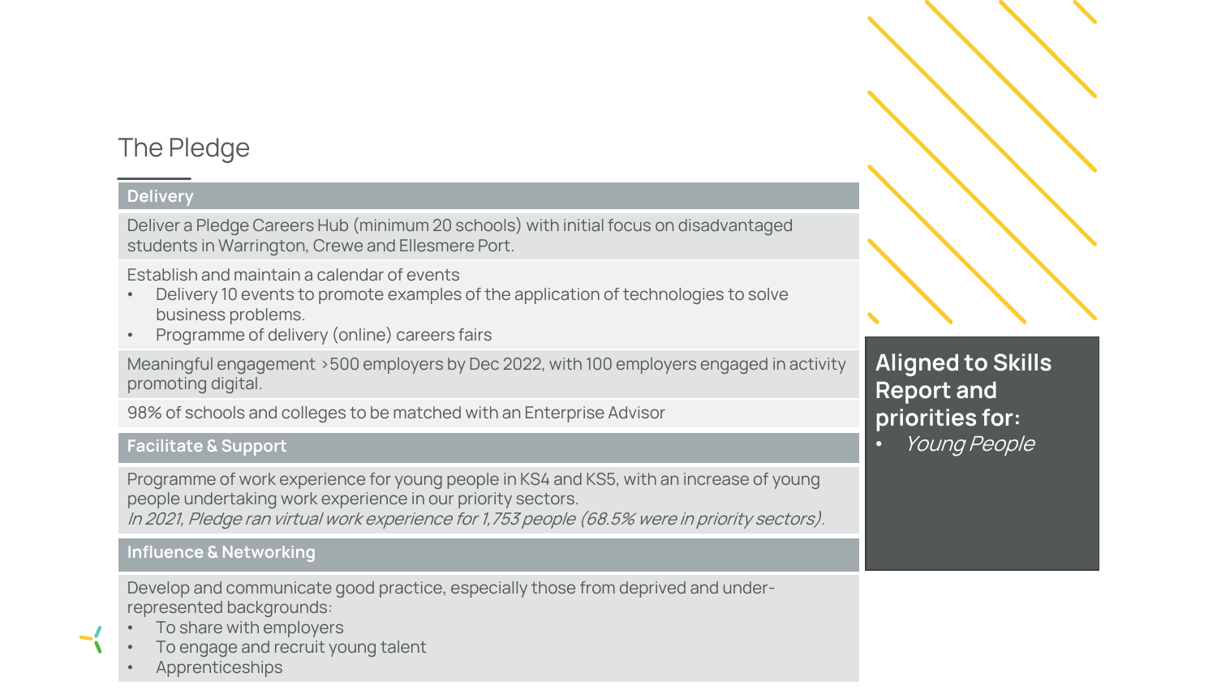# The Pledge

## Delivery

Deliver a Pledge Careers Hub (minimum 20 schools) with initial focus on disadvantaged students in Warrington, Crewe and Ellesmere Port.

Establish and maintain a calendar of events

- Delivery 10 events to promote examples of the application of technologies to solve business problems.
- Programme of delivery (online) careers fairs

Meaningful engagement >500 employers by Dec 2022, with 100 employers engaged in activity promoting digital.

98% of schools and colleges to be matched with an Enterprise Advisor

## Facilitate & Support

Programme of work experience for young people in KS4 and KS5, with an increase of young people undertaking work experience in our priority sectors.
*In 2021, Pledge ran virtual work experience for 1,753 people (68.5% were in priority sectors).*

## Influence & Networking

Develop and communicate good practice, especially those from deprived and under-represented backgrounds:

- To share with employers
- To engage and recruit young talent
- Apprenticeships

**Aligned to Skills Report and priorities for:**

- *Young People*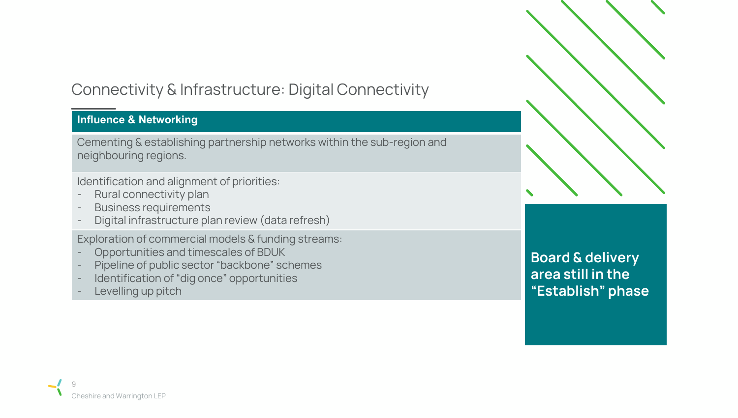# Connectivity & Infrastructure: Digital Connectivity

| Influence & Networking |
|---|
| Cementing & establishing partnership networks within the sub-region and neighbouring regions. |
| Identification and alignment of priorities:<br>- Rural connectivity plan<br>- Business requirements<br>- Digital infrastructure plan review (data refresh) |
| Exploration of commercial models & funding streams:<br>- Opportunities and timescales of BDUK<br>- Pipeline of public sector “backbone” schemes<br>- Identification of “dig once” opportunities<br>- Levelling up pitch |

**Board & delivery area still in the “Establish” phase**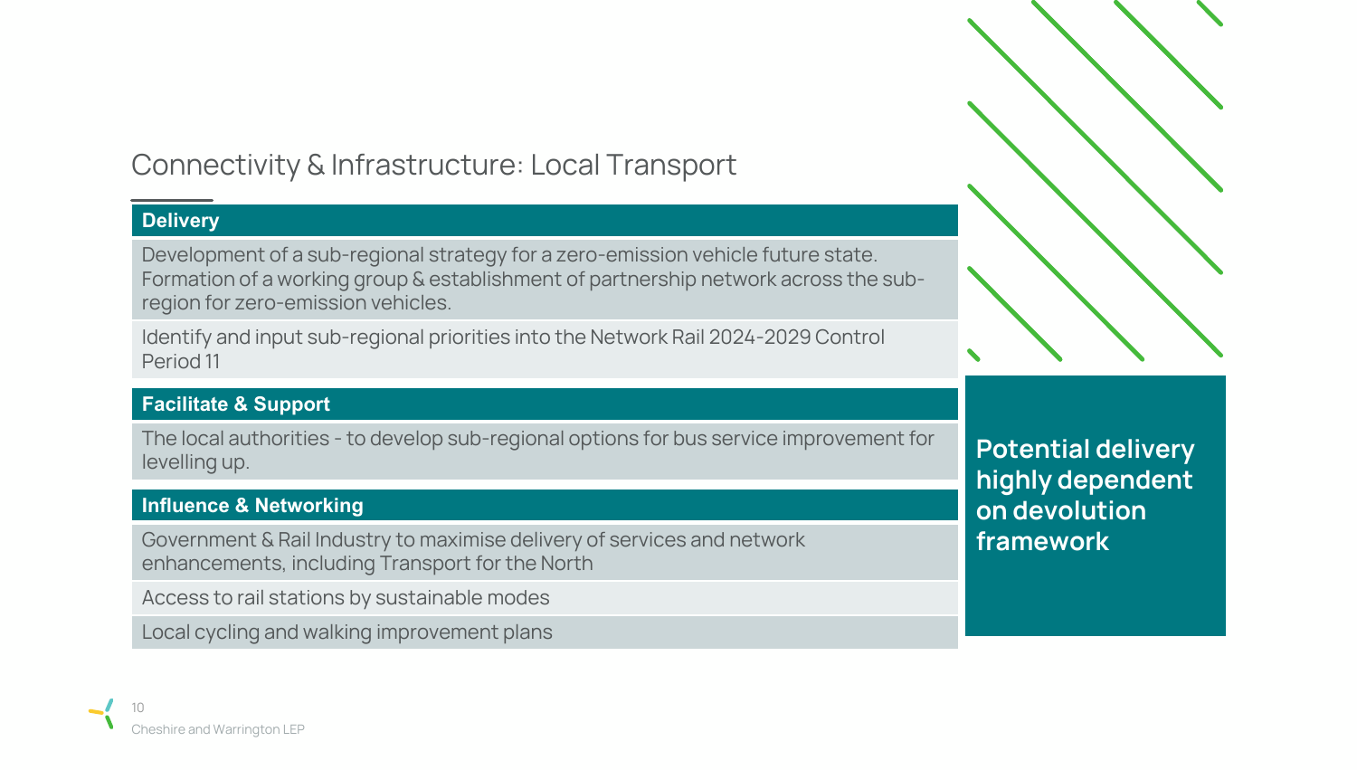# Connectivity & Infrastructure: Local Transport

| Delivery |
| --- |
| Development of a sub-regional strategy for a zero-emission vehicle future state. Formation of a working group & establishment of partnership network across the sub-region for zero-emission vehicles. |
| Identify and input sub-regional priorities into the Network Rail 2024-2029 Control Period 11 |

| Facilitate & Support |
| --- |
| The local authorities - to develop sub-regional options for bus service improvement for levelling up. |

| Influence & Networking |
| --- |
| Government & Rail Industry to maximise delivery of services and network enhancements, including Transport for the North |
| Access to rail stations by sustainable modes |
| Local cycling and walking improvement plans |

**Potential delivery highly dependent on devolution framework**

Cheshire and Warrington LEP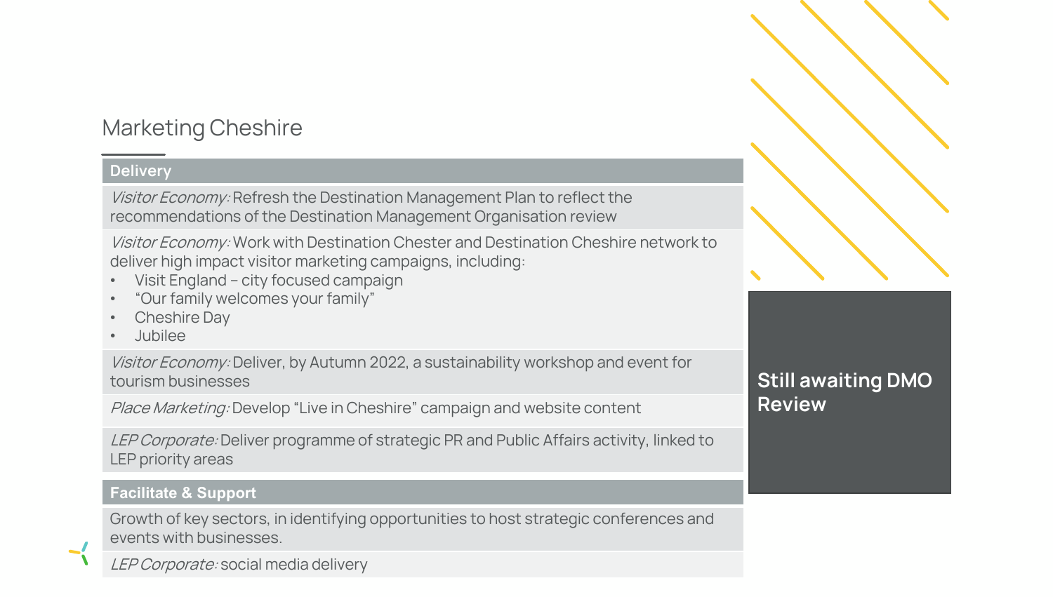## Marketing Cheshire

| Delivery |
|---|
| *Visitor Economy:* Refresh the Destination Management Plan to reflect the recommendations of the Destination Management Organisation review |
| *Visitor Economy:* Work with Destination Chester and Destination Cheshire network to deliver high impact visitor marketing campaigns, including:<br>• Visit England – city focused campaign<br>• "Our family welcomes your family"<br>• Cheshire Day<br>• Jubilee |
| *Visitor Economy:* Deliver, by Autumn 2022, a sustainability workshop and event for tourism businesses |
| *Place Marketing:* Develop "Live in Cheshire" campaign and website content |
| *LEP Corporate:* Deliver programme of strategic PR and Public Affairs activity, linked to LEP priority areas |

| Facilitate & Support |
|---|
| Growth of key sectors, in identifying opportunities to host strategic conferences and events with businesses. |
| *LEP Corporate:* social media delivery |

**Still awaiting DMO Review**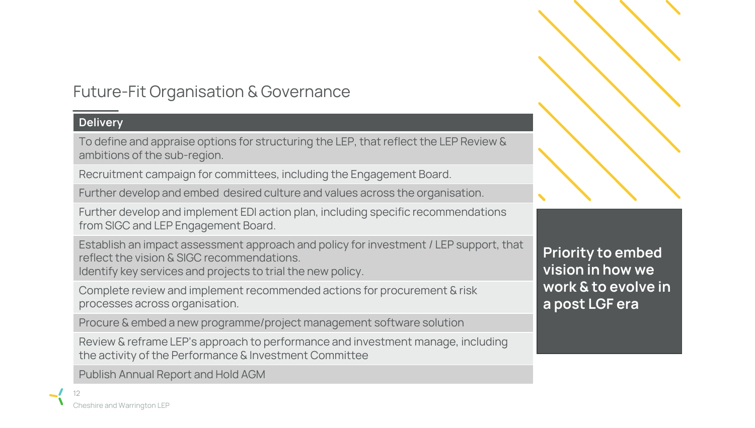## Future-Fit Organisation & Governance

| Delivery |
| --- |
| To define and appraise options for structuring the LEP, that reflect the LEP Review & ambitions of the sub-region. |
| Recruitment campaign for committees, including the Engagement Board. |
| Further develop and embed desired culture and values across the organisation. |
| Further develop and implement EDI action plan, including specific recommendations from SIGC and LEP Engagement Board. |
| Establish an impact assessment approach and policy for investment / LEP support, that reflect the vision & SIGC recommendations. Identify key services and projects to trial the new policy. |
| Complete review and implement recommended actions for procurement & risk processes across organisation. |
| Procure & embed a new programme/project management software solution |
| Review & reframe LEP's approach to performance and investment manage, including the activity of the Performance & Investment Committee |
| Publish Annual Report and Hold AGM |

**Priority to embed vision in how we work & to evolve in a post LGF era**